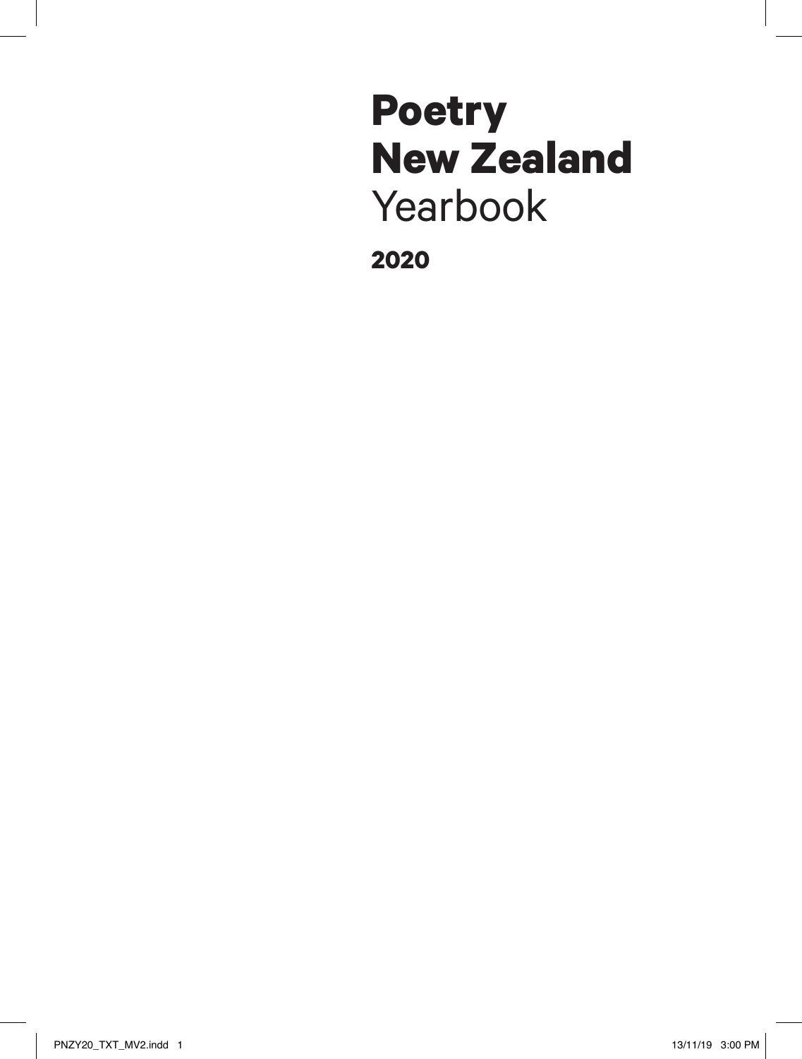# Poetry New Zealand Yearbook

**2020**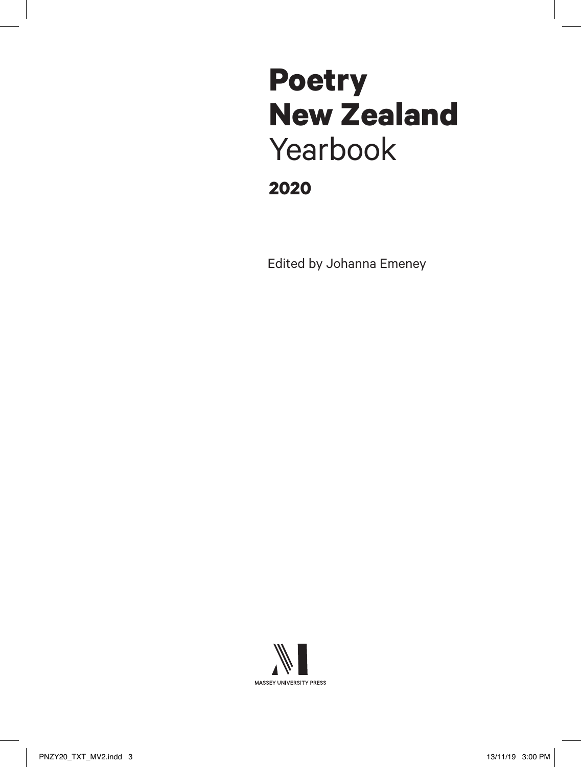# Poetry New Zealand Yearbook

## 2020

Edited by Johanna Emeney

MASSEY UNIVERSITY PRESS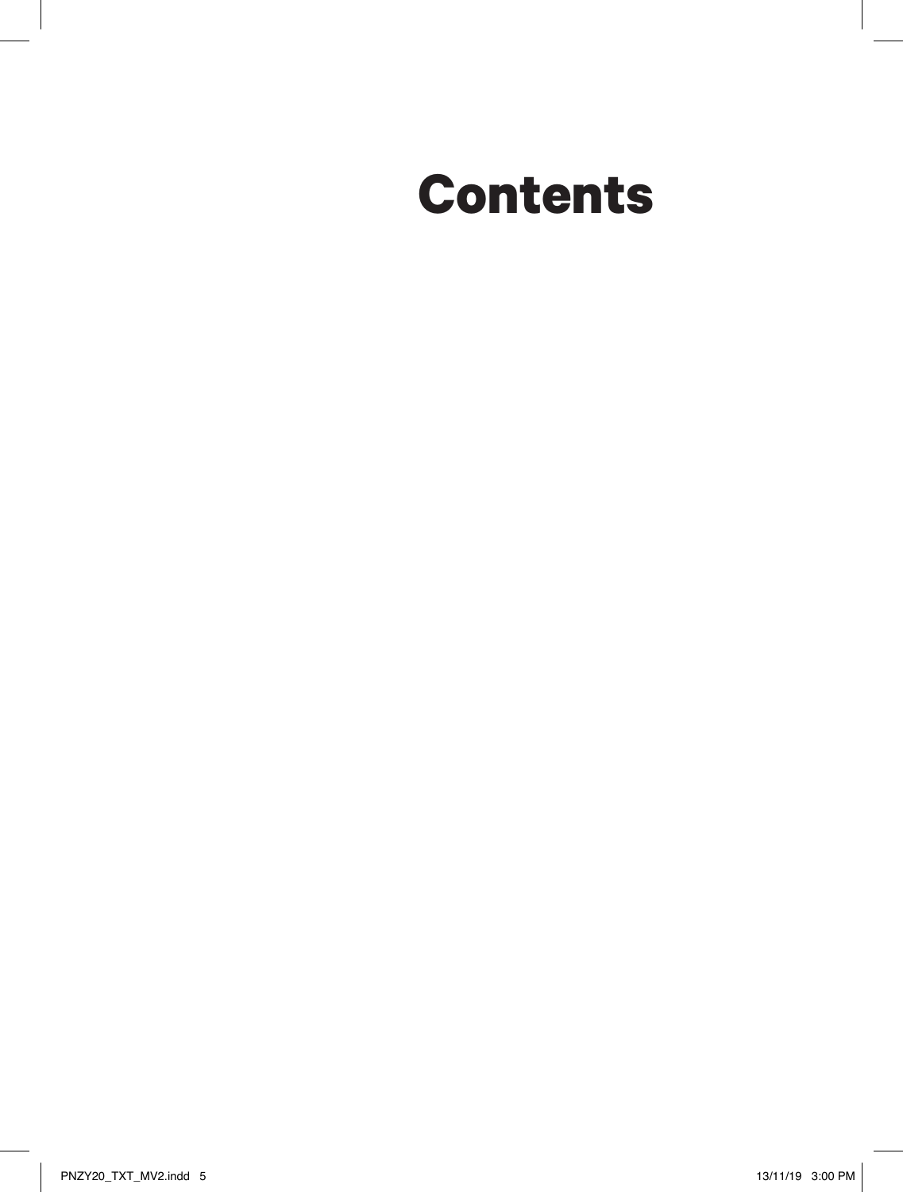# Contents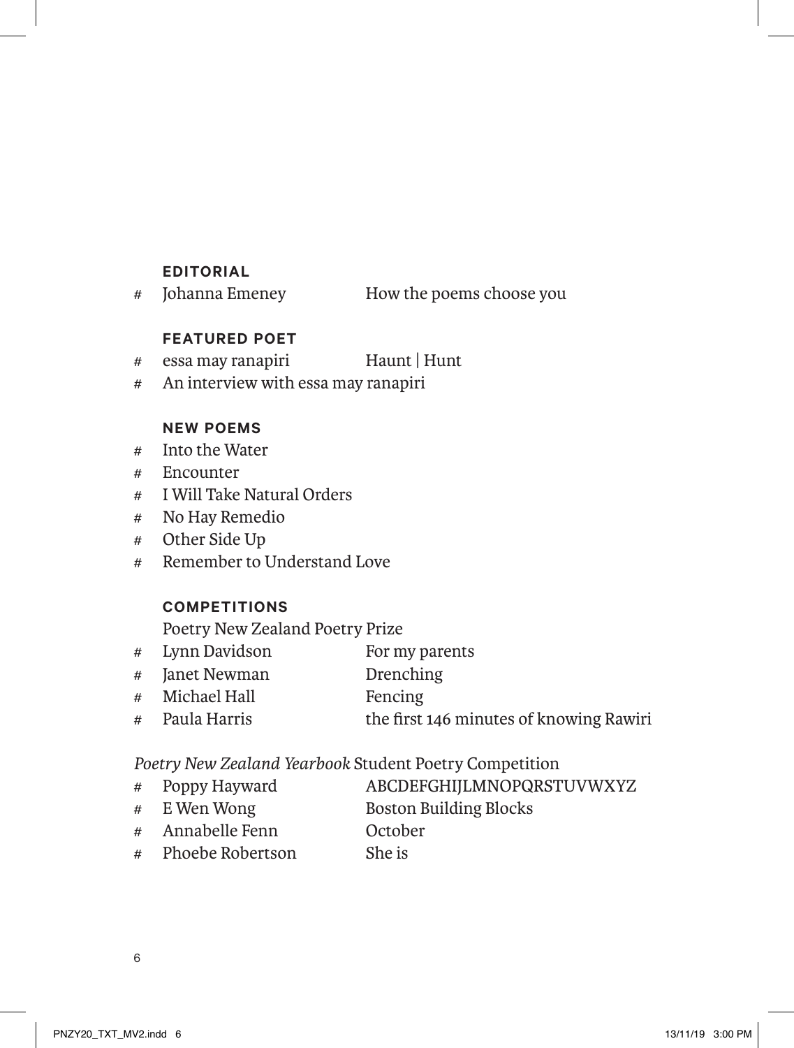## EDITORIAL

- # Johanna Emeney — How the poems choose you

## FEATURED POET

- # essa may ranapiri — Haunt | Hunt
- # An interview with essa may ranapiri

## NEW POEMS

- # Into the Water
- # Encounter
- # I Will Take Natural Orders
- # No Hay Remedio
- # Other Side Up
- # Remember to Understand Love

## COMPETITIONS

Poetry New Zealand Poetry Prize

- # Lynn Davidson — For my parents
- # Janet Newman — Drenching
- # Michael Hall — Fencing
- # Paula Harris — the first 146 minutes of knowing Rawiri

*Poetry New Zealand Yearbook* Student Poetry Competition

- # Poppy Hayward — ABCDEFGHIJLMNOPQRSTUVWXYZ
- # E Wen Wong — Boston Building Blocks
- # Annabelle Fenn — October
- # Phoebe Robertson — She is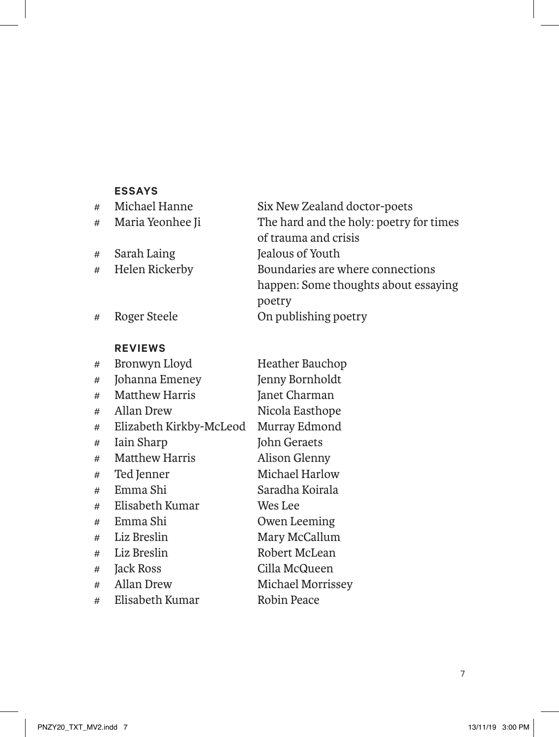## ESSAYS

| | | |
|---|---|---|
| # | Michael Hanne | Six New Zealand doctor-poets |
| # | Maria Yeonhee Ji | The hard and the holy: poetry for times of trauma and crisis |
| # | Sarah Laing | Jealous of Youth |
| # | Helen Rickerby | Boundaries are where connections happen: Some thoughts about essaying poetry |
| # | Roger Steele | On publishing poetry |

## REVIEWS

| | | |
|---|---|---|
| # | Bronwyn Lloyd | Heather Bauchop |
| # | Johanna Emeney | Jenny Bornholdt |
| # | Matthew Harris | Janet Charman |
| # | Allan Drew | Nicola Easthope |
| # | Elizabeth Kirkby-McLeod | Murray Edmond |
| # | Iain Sharp | John Geraets |
| # | Matthew Harris | Alison Glenny |
| # | Ted Jenner | Michael Harlow |
| # | Emma Shi | Saradha Koirala |
| # | Elisabeth Kumar | Wes Lee |
| # | Emma Shi | Owen Leeming |
| # | Liz Breslin | Mary McCallum |
| # | Liz Breslin | Robert McLean |
| # | Jack Ross | Cilla McQueen |
| # | Allan Drew | Michael Morrissey |
| # | Elisabeth Kumar | Robin Peace |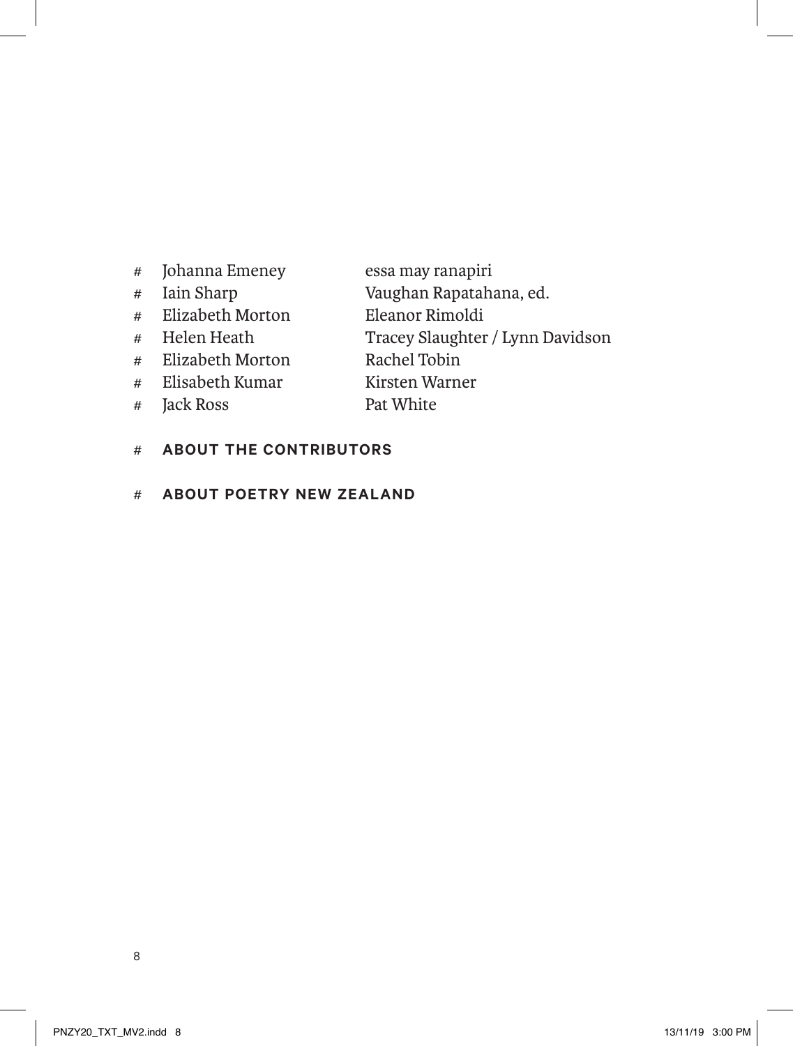| # | Johanna Emeney | essa may ranapiri |
| --- | --- | --- |
| # | Iain Sharp | Vaughan Rapatahana, ed. |
| # | Elizabeth Morton | Eleanor Rimoldi |
| # | Helen Heath | Tracey Slaughter / Lynn Davidson |
| # | Elizabeth Morton | Rachel Tobin |
| # | Elisabeth Kumar | Kirsten Warner |
| # | Jack Ross | Pat White |

\# **ABOUT THE CONTRIBUTORS**

\# **ABOUT POETRY NEW ZEALAND**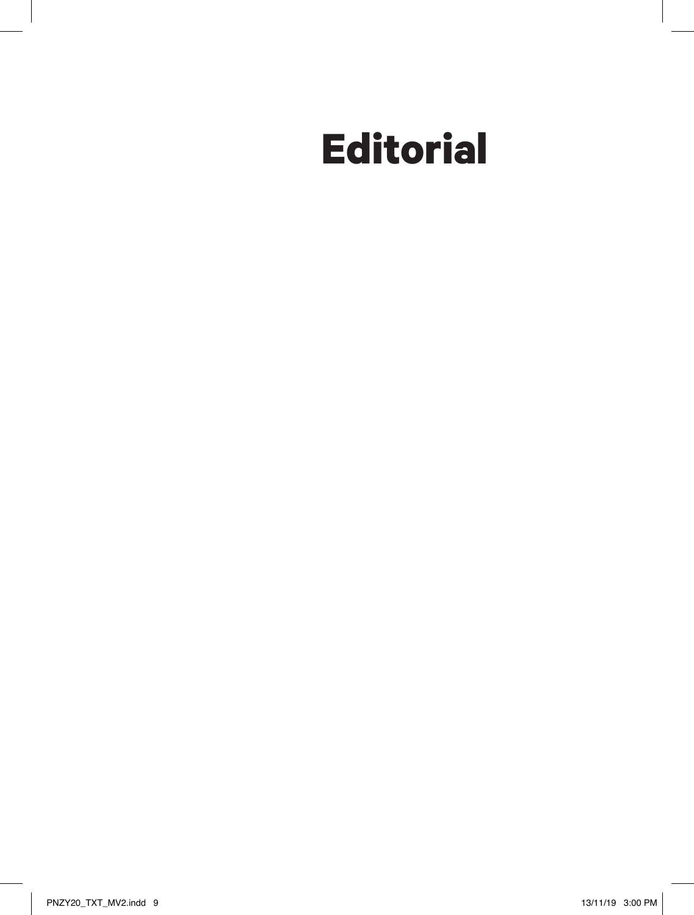# Editorial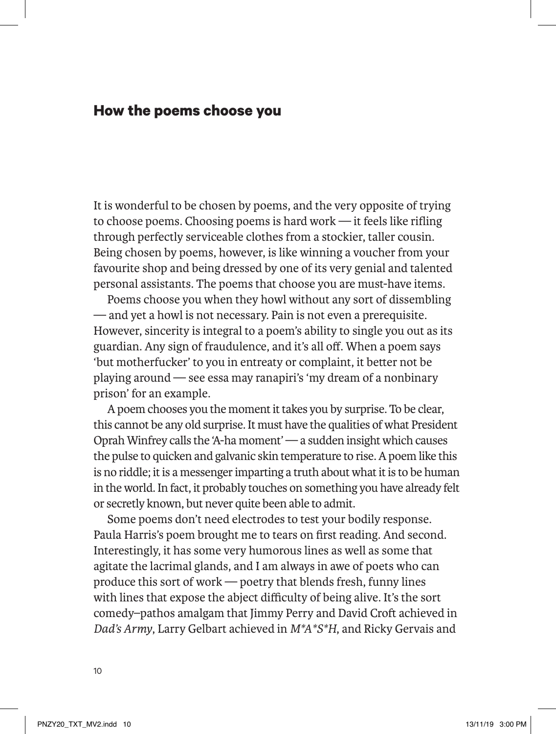## How the poems choose you

It is wonderful to be chosen by poems, and the very opposite of trying to choose poems. Choosing poems is hard work — it feels like rifling through perfectly serviceable clothes from a stockier, taller cousin. Being chosen by poems, however, is like winning a voucher from your favourite shop and being dressed by one of its very genial and talented personal assistants. The poems that choose you are must-have items.

Poems choose you when they howl without any sort of dissembling — and yet a howl is not necessary. Pain is not even a prerequisite. However, sincerity is integral to a poem's ability to single you out as its guardian. Any sign of fraudulence, and it's all off. When a poem says 'but motherfucker' to you in entreaty or complaint, it better not be playing around — see essa may ranapiri's 'my dream of a nonbinary prison' for an example.

A poem chooses you the moment it takes you by surprise. To be clear, this cannot be any old surprise. It must have the qualities of what President Oprah Winfrey calls the 'A-ha moment' — a sudden insight which causes the pulse to quicken and galvanic skin temperature to rise. A poem like this is no riddle; it is a messenger imparting a truth about what it is to be human in the world. In fact, it probably touches on something you have already felt or secretly known, but never quite been able to admit.

Some poems don't need electrodes to test your bodily response. Paula Harris's poem brought me to tears on first reading. And second. Interestingly, it has some very humorous lines as well as some that agitate the lacrimal glands, and I am always in awe of poets who can produce this sort of work — poetry that blends fresh, funny lines with lines that expose the abject difficulty of being alive. It's the sort comedy–pathos amalgam that Jimmy Perry and David Croft achieved in *Dad's Army*, Larry Gelbart achieved in *M*A*S*H*, and Ricky Gervais and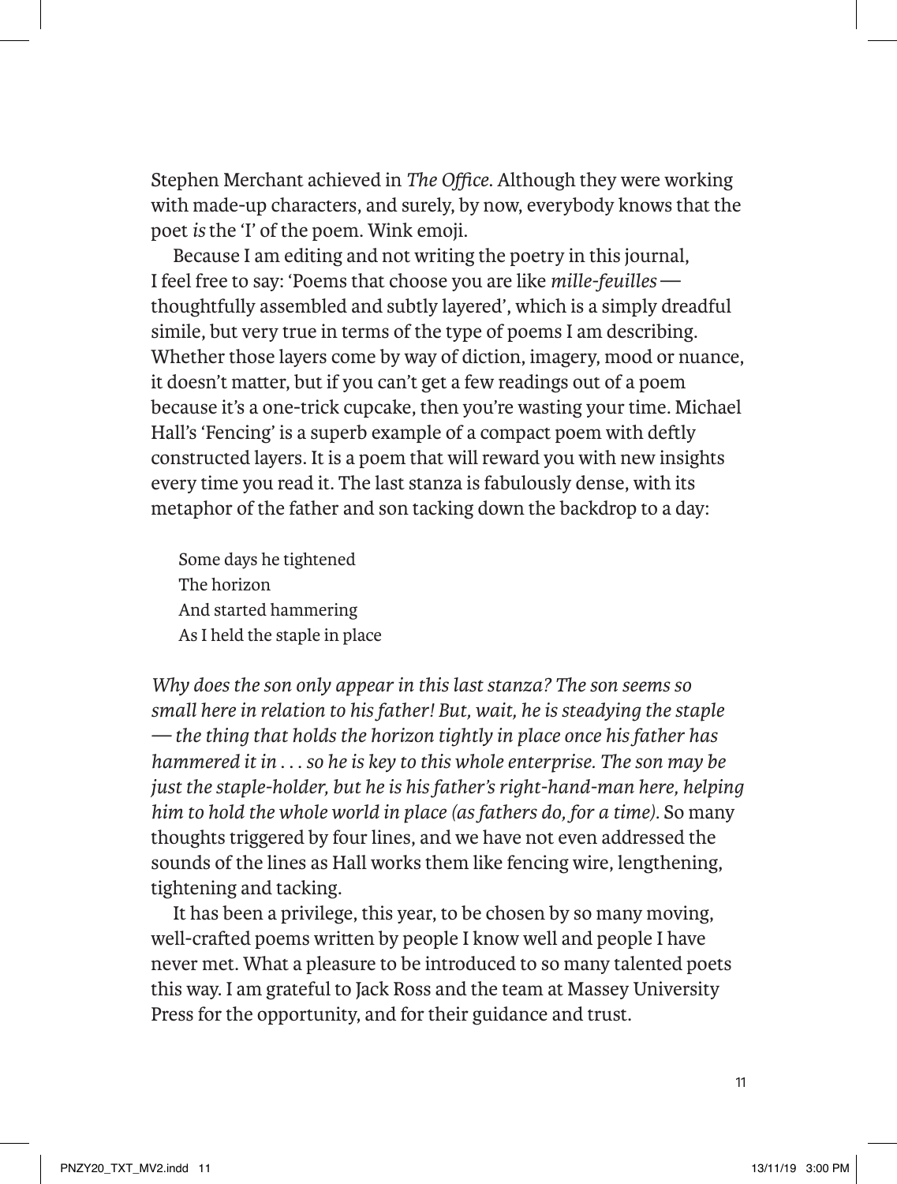Stephen Merchant achieved in *The Office*. Although they were working with made-up characters, and surely, by now, everybody knows that the poet *is* the 'I' of the poem. Wink emoji.

Because I am editing and not writing the poetry in this journal, I feel free to say: 'Poems that choose you are like *mille-feuilles* — thoughtfully assembled and subtly layered', which is a simply dreadful simile, but very true in terms of the type of poems I am describing. Whether those layers come by way of diction, imagery, mood or nuance, it doesn't matter, but if you can't get a few readings out of a poem because it's a one-trick cupcake, then you're wasting your time. Michael Hall's 'Fencing' is a superb example of a compact poem with deftly constructed layers. It is a poem that will reward you with new insights every time you read it. The last stanza is fabulously dense, with its metaphor of the father and son tacking down the backdrop to a day:

> Some days he tightened  
> The horizon  
> And started hammering  
> As I held the staple in place

*Why does the son only appear in this last stanza? The son seems so small here in relation to his father! But, wait, he is steadying the staple — the thing that holds the horizon tightly in place once his father has hammered it in . . . so he is key to this whole enterprise. The son may be just the staple-holder, but he is his father's right-hand-man here, helping him to hold the whole world in place (as fathers do, for a time).* So many thoughts triggered by four lines, and we have not even addressed the sounds of the lines as Hall works them like fencing wire, lengthening, tightening and tacking.

It has been a privilege, this year, to be chosen by so many moving, well-crafted poems written by people I know well and people I have never met. What a pleasure to be introduced to so many talented poets this way. I am grateful to Jack Ross and the team at Massey University Press for the opportunity, and for their guidance and trust.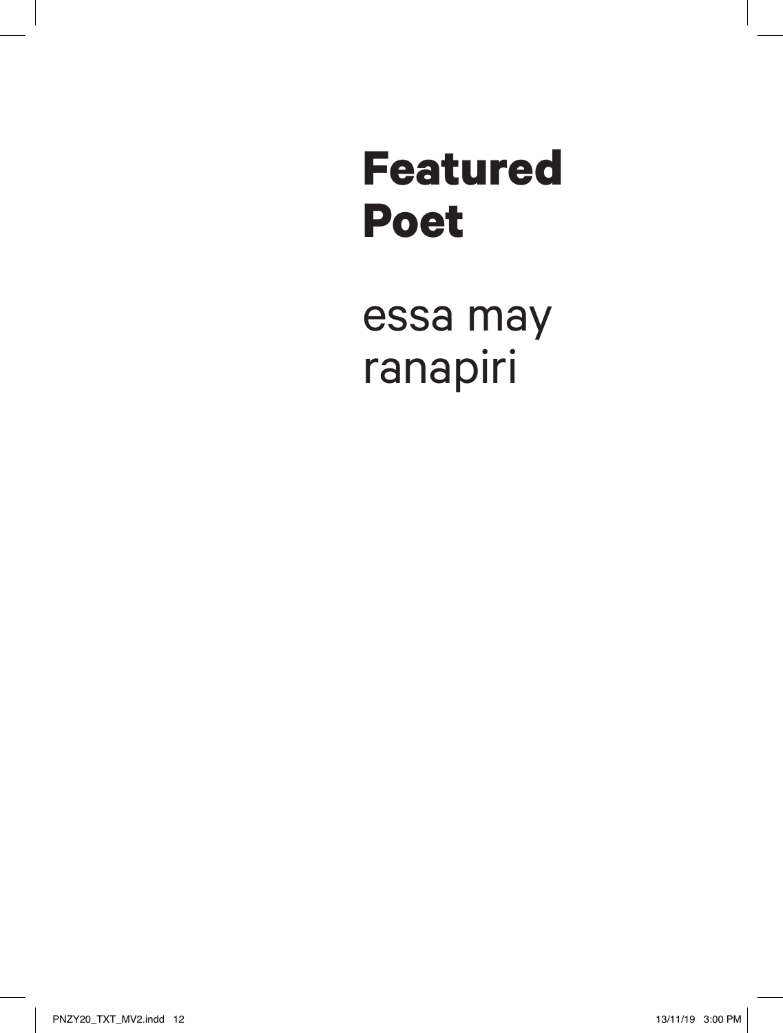# Featured Poet

essa may ranapiri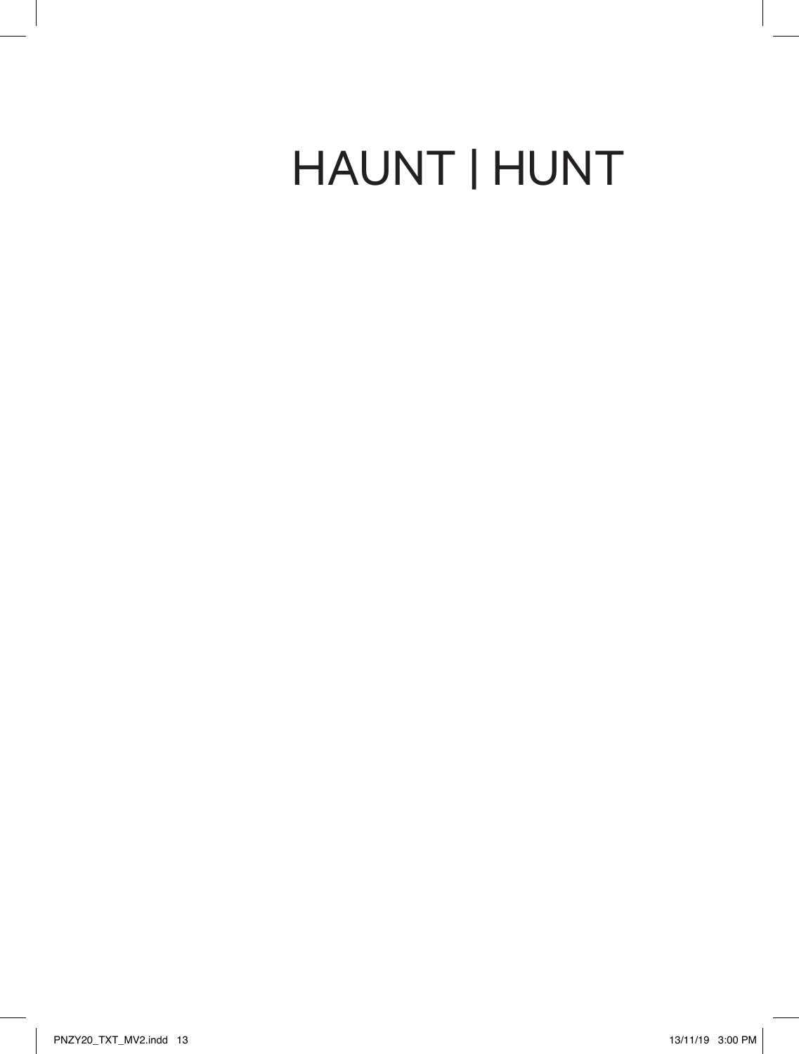# HAUNT | HUNT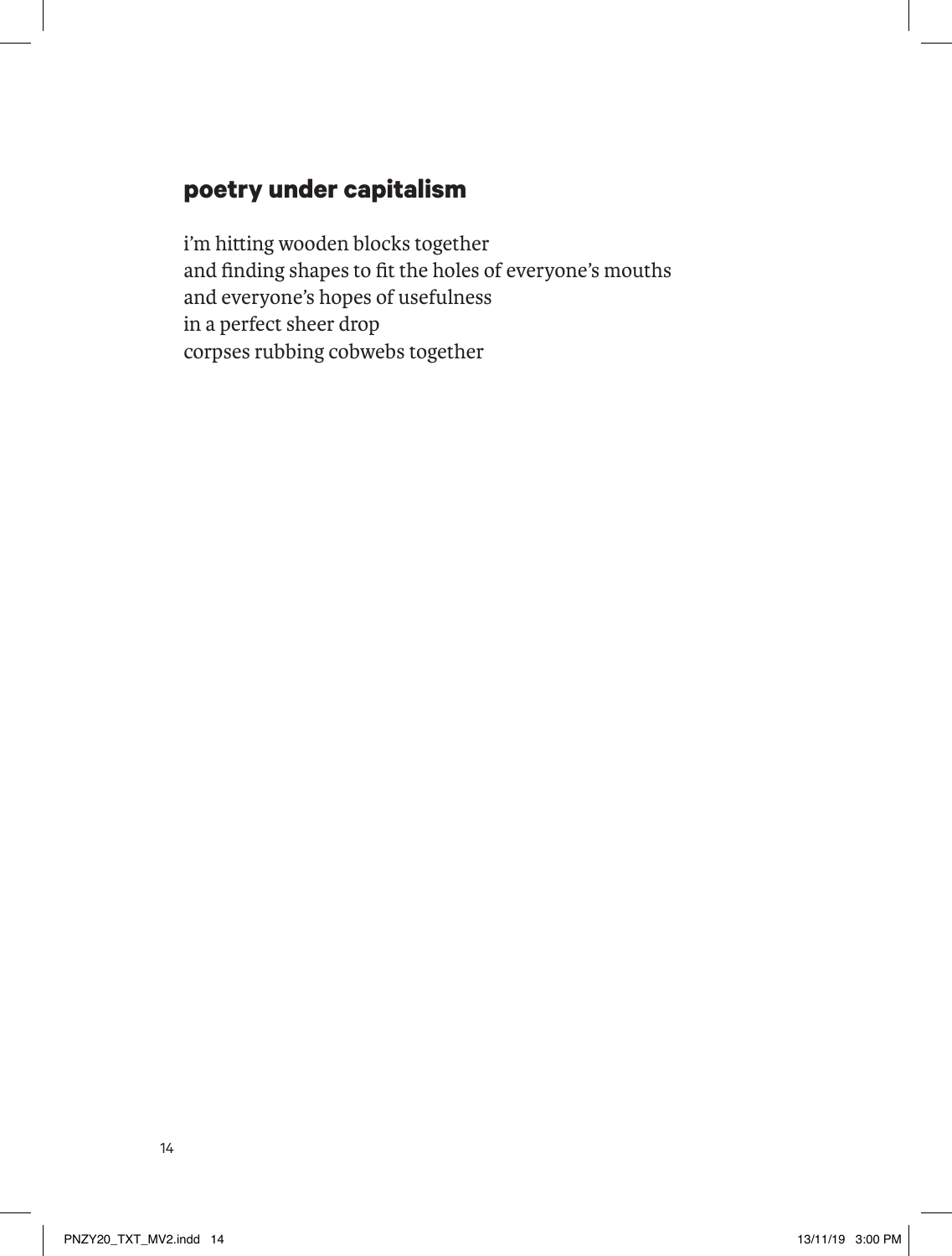## poetry under capitalism

i'm hitting wooden blocks together  
and finding shapes to fit the holes of everyone's mouths  
and everyone's hopes of usefulness  
in a perfect sheer drop  
corpses rubbing cobwebs together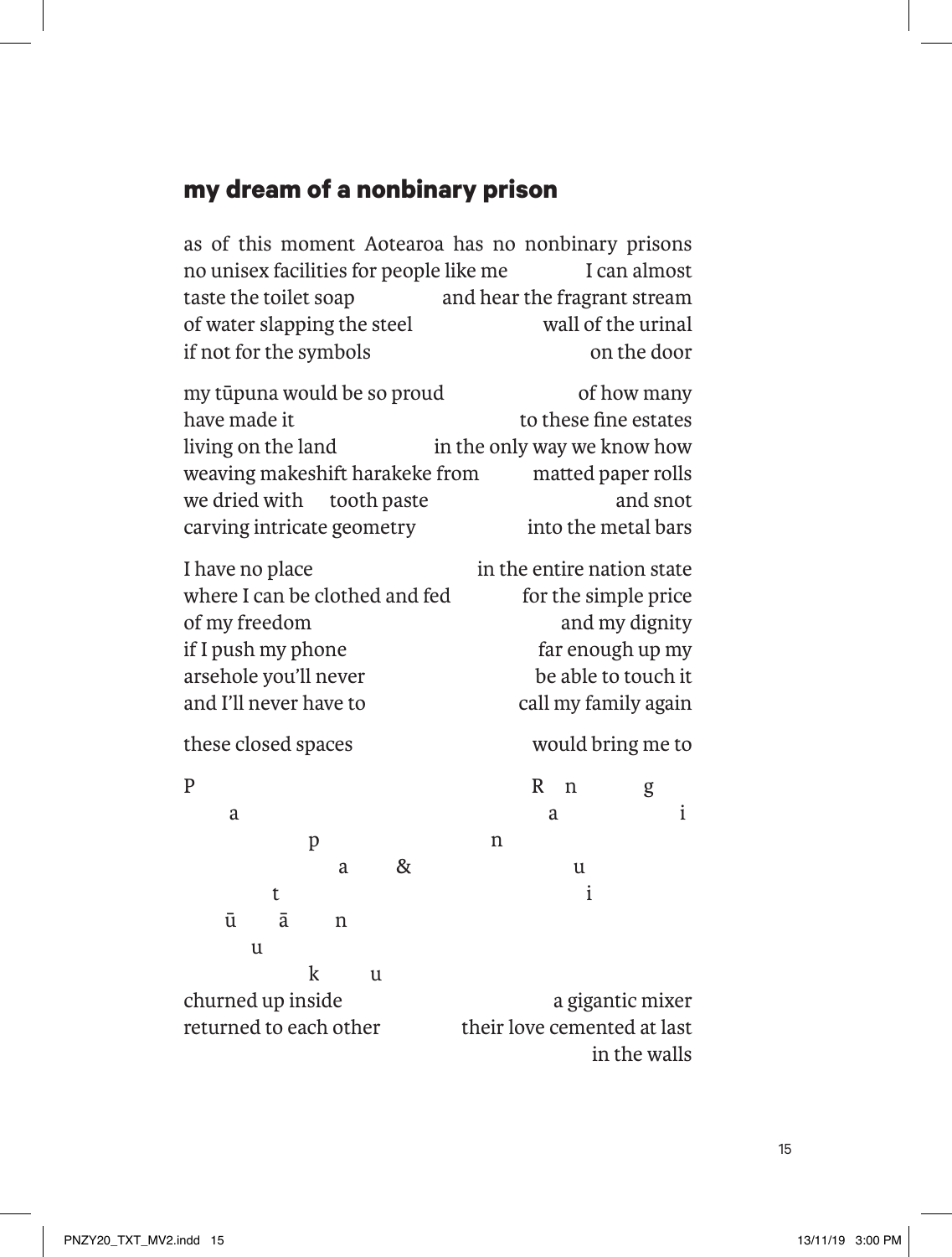## my dream of a nonbinary prison

as of this moment Aotearoa has no nonbinary prisons
no unisex facilities for people like me I can almost
taste the toilet soap and hear the fragrant stream
of water slapping the steel wall of the urinal
if not for the symbols on the door

my tūpuna would be so proud of how many
have made it to these fine estates
living on the land in the only way we know how
weaving makeshift harakeke from matted paper rolls
we dried with tooth paste and snot
carving intricate geometry into the metal bars

I have no place in the entire nation state
where I can be clothed and fed for the simple price
of my freedom and my dignity
if I push my phone far enough up my
arsehole you'll never be able to touch it
and I'll never have to call my family again

these closed spaces would bring me to

P R n g
a a i
p n
a & u
t i
ū ā n
u
k u

churned up inside a gigantic mixer
returned to each other their love cemented at last
in the walls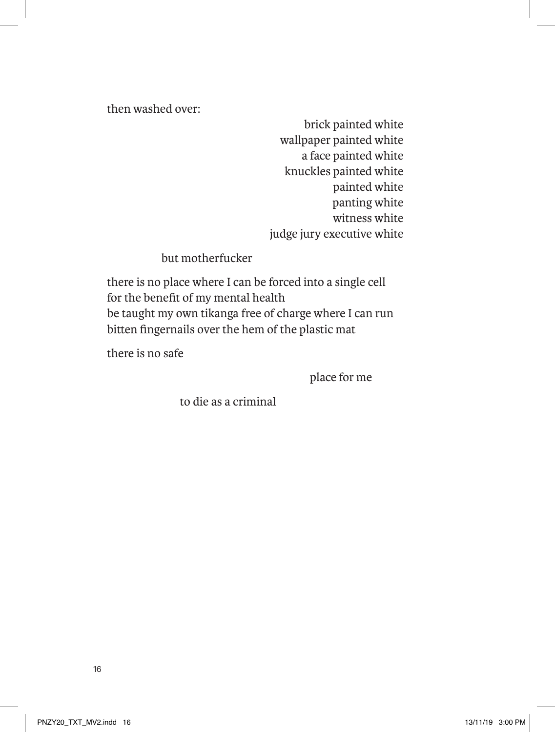then washed over:

brick painted white
wallpaper painted white
a face painted white
knuckles painted white
painted white
panting white
witness white
judge jury executive white

but motherfucker

there is no place where I can be forced into a single cell
for the benefit of my mental health
be taught my own tikanga free of charge where I can run
bitten fingernails over the hem of the plastic mat

there is no safe

place for me

to die as a criminal